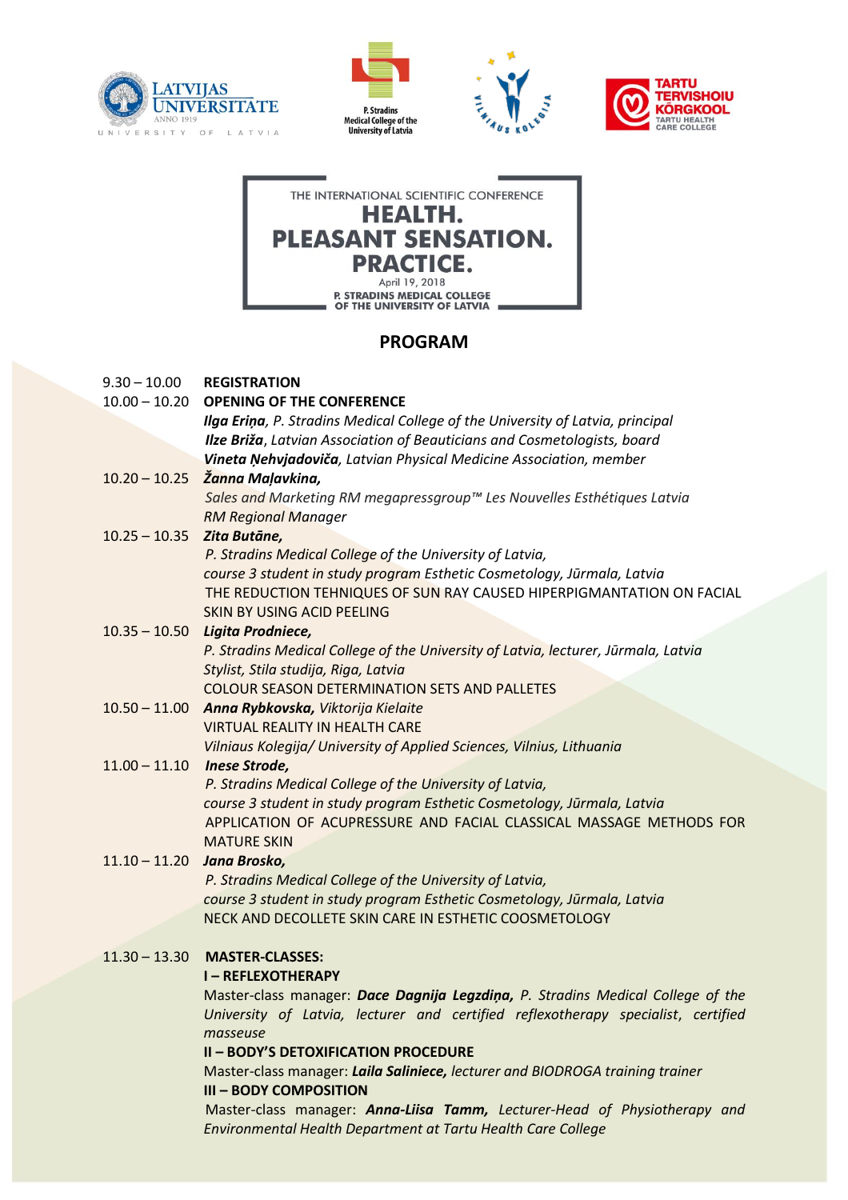LATVIJAS UNIVERSITĀTE ANNO 1919 — UNIVERSITY OF LATVIA

P. Stradins Medical College of the University of Latvia

VILNIAUS KOLEGIJA

TARTU TERVISHOIU KÕRGKOOL — TARTU HEALTH CARE COLLEGE

THE INTERNATIONAL SCIENTIFIC CONFERENCE

# HEALTH. PLEASANT SENSATION. PRACTICE.

April 19, 2018

P. STRADINS MEDICAL COLLEGE OF THE UNIVERSITY OF LATVIA

## PROGRAM

**9.30 – 10.00** **REGISTRATION**

**10.00 – 10.20** **OPENING OF THE CONFERENCE**

***Ilga Eriņa***, *P. Stradins Medical College of the University of Latvia, principal*
***Ilze Briža***, *Latvian Association of Beauticians and Cosmetologists, board*
***Vineta Ņehvjadoviča***, *Latvian Physical Medicine Association, member*

**10.20 – 10.25** ***Žanna Maļavkina,***
*Sales and Marketing RM megapressgroup™ Les Nouvelles Esthétiques Latvia*
*RM Regional Manager*

**10.25 – 10.35** ***Zita Butāne,***
*P. Stradins Medical College of the University of Latvia,*
*course 3 student in study program Esthetic Cosmetology, Jūrmala, Latvia*
THE REDUCTION TEHNIQUES OF SUN RAY CAUSED HIPERPIGMANTATION ON FACIAL SKIN BY USING ACID PEELING

**10.35 – 10.50** ***Ligita Prodniece,***
*P. Stradins Medical College of the University of Latvia, lecturer, Jūrmala, Latvia*
*Stylist, Stila studija, Riga, Latvia*
COLOUR SEASON DETERMINATION SETS AND PALLETES

**10.50 – 11.00** ***Anna Rybkovska,*** *Viktorija Kielaite*
VIRTUAL REALITY IN HEALTH CARE
*Vilniaus Kolegija/ University of Applied Sciences, Vilnius, Lithuania*

**11.00 – 11.10** ***Inese Strode,***
*P. Stradins Medical College of the University of Latvia,*
*course 3 student in study program Esthetic Cosmetology, Jūrmala, Latvia*
APPLICATION OF ACUPRESSURE AND FACIAL CLASSICAL MASSAGE METHODS FOR MATURE SKIN

**11.10 – 11.20** ***Jana Brosko,***
*P. Stradins Medical College of the University of Latvia,*
*course 3 student in study program Esthetic Cosmetology, Jūrmala, Latvia*
NECK AND DECOLLETE SKIN CARE IN ESTHETIC COOSMETOLOGY

**11.30 – 13.30** **MASTER-CLASSES:**

**I – REFLEXOTHERAPY**
Master-class manager: ***Dace Dagnija Legzdiņa,*** *P. Stradins Medical College of the University of Latvia, lecturer and certified reflexotherapy specialist, certified masseuse*

**II – BODY'S DETOXIFICATION PROCEDURE**
Master-class manager: ***Laila Saliniece,*** *lecturer and BIODROGA training trainer*

**III – BODY COMPOSITION**
Master-class manager: ***Anna-Liisa Tamm,*** *Lecturer-Head of Physiotherapy and Environmental Health Department at Tartu Health Care College*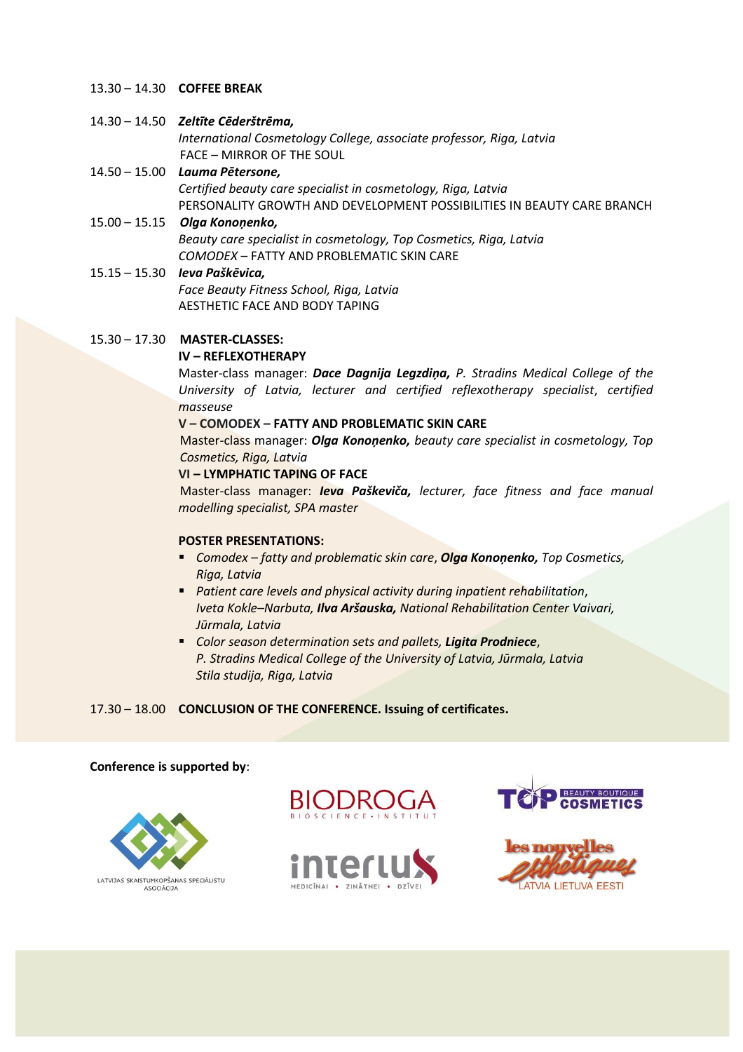13.30 – 14.30 **COFFEE BREAK**

14.30 – 14.50 ***Zeltīte Cēderštrēma,***
*International Cosmetology College, associate professor, Riga, Latvia*
FACE – MIRROR OF THE SOUL

14.50 – 15.00 ***Lauma Pētersone,***
*Certified beauty care specialist in cosmetology, Riga, Latvia*
PERSONALITY GROWTH AND DEVELOPMENT POSSIBILITIES IN BEAUTY CARE BRANCH

15.00 – 15.15 ***Olga Konoņenko,***
*Beauty care specialist in cosmetology, Top Cosmetics, Riga, Latvia*
*COMODEX* – FATTY AND PROBLEMATIC SKIN CARE

15.15 – 15.30 ***Ieva Paškēvica,***
*Face Beauty Fitness School, Riga, Latvia*
AESTHETIC FACE AND BODY TAPING

15.30 – 17.30 **MASTER-CLASSES:**

**IV – REFLEXOTHERAPY**
Master-class manager: ***Dace Dagnija Legzdiņa,*** *P. Stradins Medical College of the University of Latvia, lecturer and certified reflexotherapy specialist, certified masseuse*

**V – COMODEX – FATTY AND PROBLEMATIC SKIN CARE**
Master-class manager: ***Olga Konoņenko,*** *beauty care specialist in cosmetology, Top Cosmetics, Riga, Latvia*

**VI – LYMPHATIC TAPING OF FACE**
Master-class manager: ***Ieva Paškeviča,*** *lecturer, face fitness and face manual modelling specialist, SPA master*

**POSTER PRESENTATIONS:**

- *Comodex – fatty and problematic skin care*, ***Olga Konoņenko,*** *Top Cosmetics, Riga, Latvia*
- *Patient care levels and physical activity during inpatient rehabilitation*, *Iveta Kokle–Narbuta,* ***Ilva Aršauska,*** *National Rehabilitation Center Vaivari, Jūrmala, Latvia*
- *Color season determination sets and pallets,* ***Ligita Prodniece***, *P. Stradins Medical College of the University of Latvia, Jūrmala, Latvia*
  *Stila studija, Riga, Latvia*

17.30 – 18.00 **CONCLUSION OF THE CONFERENCE. Issuing of certificates.**

**Conference is supported by**:

LATVIJAS SKAISTUMKOPŠANAS SPECIĀLISTU ASOCIĀCIJA

BIODROGA BIOSCIENCE • INSTITUT

TOP BEAUTY BOUTIQUE COSMETICS

interlux MEDICĪNAI • ZINĀTNEI • DZĪVEI

les nouvelles esthétiques LATVIA LIETUVA EESTI